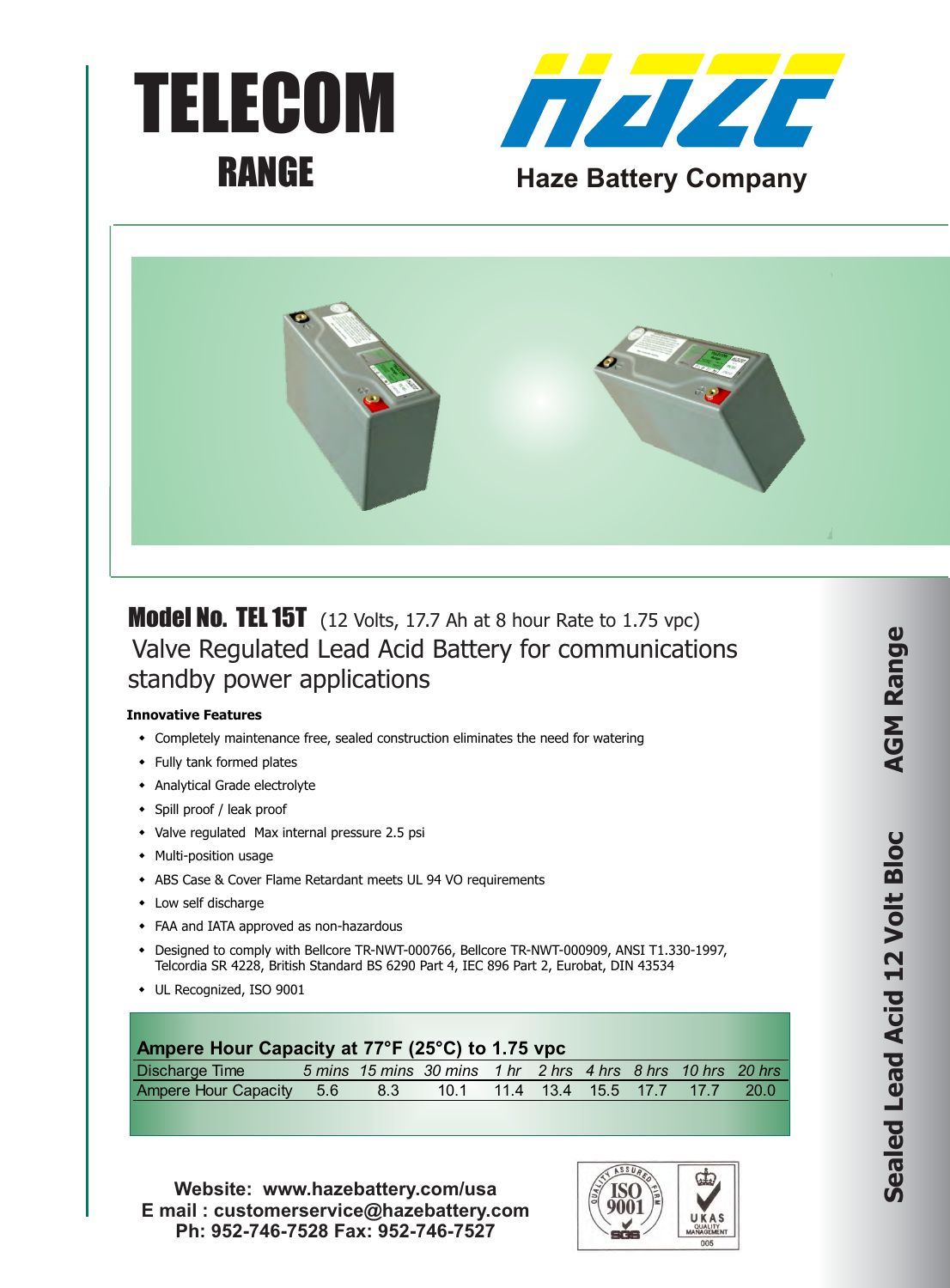# TELECOM RANGE

**Haze Battery Company**

## Model No. TEL 15T (12 Volts, 17.7 Ah at 8 hour Rate to 1.75 vpc)

Valve Regulated Lead Acid Battery for communications standby power applications

**Innovative Features**

- Completely maintenance free, sealed construction eliminates the need for watering
- Fully tank formed plates
- Analytical Grade electrolyte
- Spill proof / leak proof
- Valve regulated Max internal pressure 2.5 psi
- Multi-position usage
- ABS Case & Cover Flame Retardant meets UL 94 VO requirements
- Low self discharge
- FAA and IATA approved as non-hazardous
- Designed to comply with Bellcore TR-NWT-000766, Bellcore TR-NWT-000909, ANSI T1.330-1997, Telcordia SR 4228, British Standard BS 6290 Part 4, IEC 896 Part 2, Eurobat, DIN 43534
- UL Recognized, ISO 9001

**Ampere Hour Capacity at 77°F (25°C) to 1.75 vpc**

| Discharge Time | *5 mins* | *15 mins* | *30 mins* | *1 hr* | *2 hrs* | *4 hrs* | *8 hrs* | *10 hrs* | *20 hrs* |
|---|---|---|---|---|---|---|---|---|---|
| Ampere Hour Capacity | 5.6 | 8.3 | 10.1 | 11.4 | 13.4 | 15.5 | 17.7 | 17.7 | 20.0 |

**Website: www.hazebattery.com/usa**
**E mail : customerservice@hazebattery.com**
**Ph: 952-746-7528 Fax: 952-746-7527**

**Sealed Lead Acid 12 Volt Bloc AGM Range**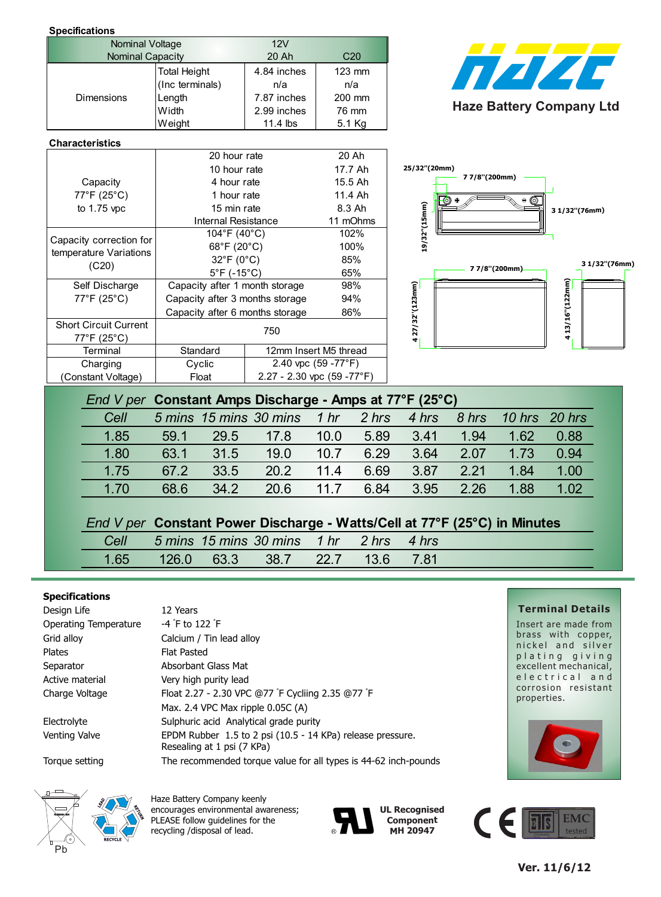## Specifications

| | | | |
|---|---|---|---|
| Nominal Voltage | | 12V | |
| Nominal Capacity | | 20 Ah | C20 |
| Dimensions | Total Height | 4.84 inches | 123 mm |
| | (Inc terminals) | n/a | n/a |
| | Length | 7.87 inches | 200 mm |
| | Width | 2.99 inches | 76 mm |
| | Weight | 11.4 lbs | 5.1 Kg |

**Haze Battery Company Ltd**

## Characteristics

| | | | |
|---|---|---|---|
| Capacity 77°F (25°C) to 1.75 vpc | 20 hour rate | | 20 Ah |
| | 10 hour rate | | 17.7 Ah |
| | 4 hour rate | | 15.5 Ah |
| | 1 hour rate | | 11.4 Ah |
| | 15 min rate | | 8.3 Ah |
| | Internal Resistance | | 11 mOhms |
| Capacity correction for temperature Variations (C20) | 104°F (40°C) | | 102% |
| | 68°F (20°C) | | 100% |
| | 32°F (0°C) | | 85% |
| | 5°F (-15°C) | | 65% |
| Self Discharge 77°F (25°C) | Capacity after 1 month storage | | 98% |
| | Capacity after 3 months storage | | 94% |
| | Capacity after 6 months storage | | 86% |
| Short Circuit Current 77°F (25°C) | 750 | | |
| Terminal | Standard | 12mm Insert M5 thread | |
| Charging (Constant Voltage) | Cyclic | 2.40 vpc (59 -77°F) | |
| | Float | 2.27 - 2.30 vpc (59 -77°F) | |

25/32"(20mm)
7 7/8"(200mm)
3 1/32"(76mm)
19/32"(15mm)
7 7/8"(200mm)
3 1/32"(76mm)
4 27/32"(123mm)
4 13/16"(122mm)

### *End V per* Constant Amps Discharge - Amps at 77°F (25°C)

| *Cell* | *5 mins* | *15 mins* | *30 mins* | *1 hr* | *2 hrs* | *4 hrs* | *8 hrs* | *10 hrs* | *20 hrs* |
|---|---|---|---|---|---|---|---|---|---|
| 1.85 | 59.1 | 29.5 | 17.8 | 10.0 | 5.89 | 3.41 | 1.94 | 1.62 | 0.88 |
| 1.80 | 63.1 | 31.5 | 19.0 | 10.7 | 6.29 | 3.64 | 2.07 | 1.73 | 0.94 |
| 1.75 | 67.2 | 33.5 | 20.2 | 11.4 | 6.69 | 3.87 | 2.21 | 1.84 | 1.00 |
| 1.70 | 68.6 | 34.2 | 20.6 | 11.7 | 6.84 | 3.95 | 2.26 | 1.88 | 1.02 |

### *End V per* Constant Power Discharge - Watts/Cell at 77°F (25°C) in Minutes

| *Cell* | *5 mins* | *15 mins* | *30 mins* | *1 hr* | *2 hrs* | *4 hrs* |
|---|---|---|---|---|---|---|
| 1.65 | 126.0 | 63.3 | 38.7 | 22.7 | 13.6 | 7.81 |

## Specifications

| | |
|---|---|
| Design Life | 12 Years |
| Operating Temperature | -4 ˚F to 122 ˚F |
| Grid alloy | Calcium / Tin lead alloy |
| Plates | Flat Pasted |
| Separator | Absorbant Glass Mat |
| Active material | Very high purity lead |
| Charge Voltage | Float 2.27 - 2.30 VPC @77 ˚F Cycliing 2.35 @77 ˚F |
| | Max. 2.4 VPC Max ripple 0.05C (A) |
| Electrolyte | Sulphuric acid Analytical grade purity |
| Venting Valve | EPDM Rubber 1.5 to 2 psi (10.5 - 14 KPa) release pressure. Resealing at 1 psi (7 KPa) |
| Torque setting | The recommended torque value for all types is 44-62 inch-pounds |

### Terminal Details

Insert are made from brass with copper, nickel and silver plating giving excellent mechanical, electrical and corrosion resistant properties.

Pb

Haze Battery Company keenly encourages environmental awareness; PLEASE follow guidelines for the recycling /disposal of lead.

**UL Recognised Component MH 20947**

**Ver. 11/6/12**